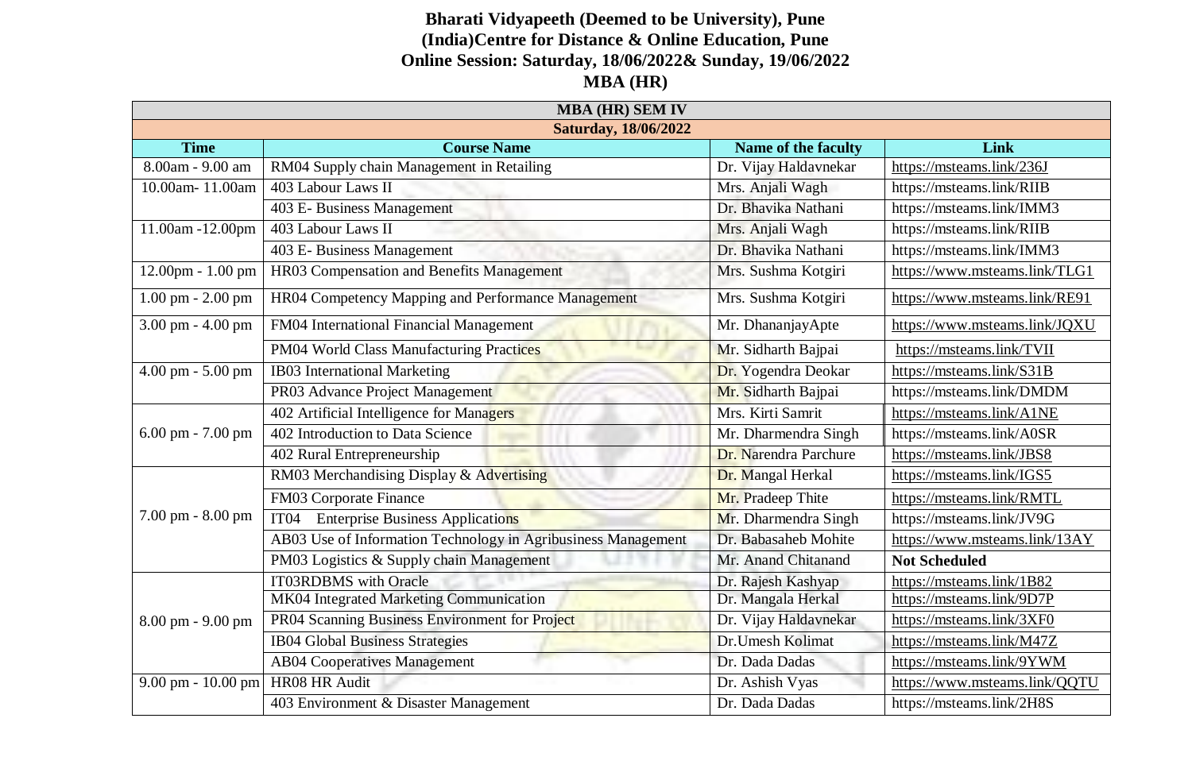**Bharati Vidyapeeth (Deemed to be University), Pune (India)Centre for Distance & Online Education, Pune**

**Online Session: Saturday, 18/06/2022& Sunday, 19/06/2022**

**MBA (HR)**

| **MBA (HR) SEM IV** | | | |
|---|---|---|---|
| **Saturday, 18/06/2022** | | | |
| **Time** | **Course Name** | **Name of the faculty** | **Link** |
| 8.00am - 9.00 am | RM04 Supply chain Management in Retailing | Dr. Vijay Haldavnekar | https://msteams.link/236J |
| 10.00am- 11.00am | 403 Labour Laws II | Mrs. Anjali Wagh | https://msteams.link/RIIB |
| | 403 E- Business Management | Dr. Bhavika Nathani | https://msteams.link/IMM3 |
| 11.00am -12.00pm | 403 Labour Laws II | Mrs. Anjali Wagh | https://msteams.link/RIIB |
| | 403 E- Business Management | Dr. Bhavika Nathani | https://msteams.link/IMM3 |
| 12.00pm - 1.00 pm | HR03 Compensation and Benefits Management | Mrs. Sushma Kotgiri | https://www.msteams.link/TLG1 |
| 1.00 pm - 2.00 pm | HR04 Competency Mapping and Performance Management | Mrs. Sushma Kotgiri | https://www.msteams.link/RE91 |
| 3.00 pm - 4.00 pm | FM04 International Financial Management | Mr. DhananjayApte | https://www.msteams.link/JQXU |
| | PM04 World Class Manufacturing Practices | Mr. Sidharth Bajpai | https://msteams.link/TVII |
| 4.00 pm - 5.00 pm | IB03 International Marketing | Dr. Yogendra Deokar | https://msteams.link/S31B |
| | PR03 Advance Project Management | Mr. Sidharth Bajpai | https://msteams.link/DMDM |
| 6.00 pm - 7.00 pm | 402 Artificial Intelligence for Managers | Mrs. Kirti Samrit | https://msteams.link/A1NE |
| | 402 Introduction to Data Science | Mr. Dharmendra Singh | https://msteams.link/A0SR |
| | 402 Rural Entrepreneurship | Dr. Narendra Parchure | https://msteams.link/JBS8 |
| 7.00 pm - 8.00 pm | RM03 Merchandising Display & Advertising | Dr. Mangal Herkal | https://msteams.link/IGS5 |
| | FM03 Corporate Finance | Mr. Pradeep Thite | https://msteams.link/RMTL |
| | IT04 Enterprise Business Applications | Mr. Dharmendra Singh | https://msteams.link/JV9G |
| | AB03 Use of Information Technology in Agribusiness Management | Dr. Babasaheb Mohite | https://www.msteams.link/13AY |
| | PM03 Logistics & Supply chain Management | Mr. Anand Chitanand | **Not Scheduled** |
| 8.00 pm - 9.00 pm | IT03RDBMS with Oracle | Dr. Rajesh Kashyap | https://msteams.link/1B82 |
| | MK04 Integrated Marketing Communication | Dr. Mangala Herkal | https://msteams.link/9D7P |
| | PR04 Scanning Business Environment for Project | Dr. Vijay Haldavnekar | https://msteams.link/3XF0 |
| | IB04 Global Business Strategies | Dr.Umesh Kolimat | https://msteams.link/M47Z |
| | AB04 Cooperatives Management | Dr. Dada Dadas | https://msteams.link/9YWM |
| 9.00 pm - 10.00 pm | HR08 HR Audit | Dr. Ashish Vyas | https://www.msteams.link/QQTU |
| | 403 Environment & Disaster Management | Dr. Dada Dadas | https://msteams.link/2H8S |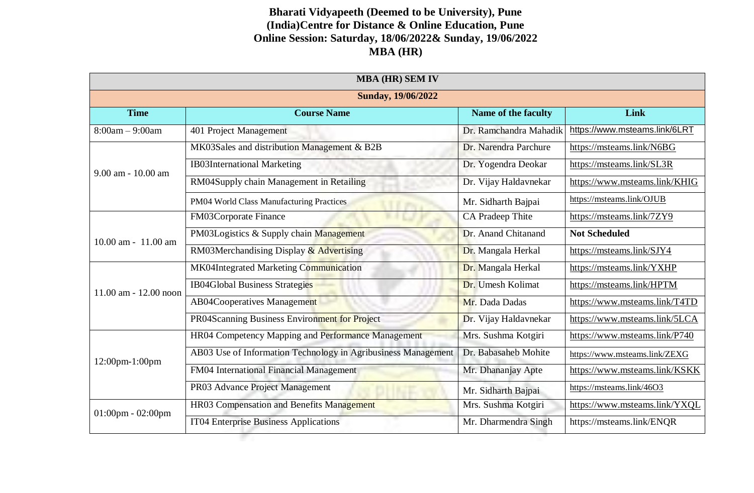**Bharati Vidyapeeth (Deemed to be University), Pune (India)Centre for Distance & Online Education, Pune**
**Online Session: Saturday, 18/06/2022& Sunday, 19/06/2022**
**MBA (HR)**

| MBA (HR) SEM IV | | | |
|---|---|---|---|
| **Sunday, 19/06/2022** | | | |
| **Time** | **Course Name** | **Name of the faculty** | **Link** |
| 8:00am – 9:00am | 401 Project Management | Dr. Ramchandra Mahadik | https://www.msteams.link/6LRT |
| 9.00 am - 10.00 am | MK03Sales and distribution Management & B2B | Dr. Narendra Parchure | https://msteams.link/N6BG |
| | IB03International Marketing | Dr. Yogendra Deokar | https://msteams.link/SL3R |
| | RM04Supply chain Management in Retailing | Dr. Vijay Haldavnekar | https://www.msteams.link/KHIG |
| | PM04 World Class Manufacturing Practices | Mr. Sidharth Bajpai | https://msteams.link/OJUB |
| 10.00 am - 11.00 am | FM03Corporate Finance | CA Pradeep Thite | https://msteams.link/7ZY9 |
| | PM03Logistics & Supply chain Management | Dr. Anand Chitanand | **Not Scheduled** |
| | RM03Merchandising Display & Advertising | Dr. Mangala Herkal | https://msteams.link/SJY4 |
| 11.00 am - 12.00 noon | MK04Integrated Marketing Communication | Dr. Mangala Herkal | https://msteams.link/YXHP |
| | IB04Global Business Strategies | Dr. Umesh Kolimat | https://msteams.link/HPTM |
| | AB04Cooperatives Management | Mr. Dada Dadas | https://www.msteams.link/T4TD |
| | PR04Scanning Business Environment for Project | Dr. Vijay Haldavnekar | https://www.msteams.link/5LCA |
| 12:00pm-1:00pm | HR04 Competency Mapping and Performance Management | Mrs. Sushma Kotgiri | https://www.msteams.link/P740 |
| | AB03 Use of Information Technology in Agribusiness Management | Dr. Babasaheb Mohite | https://www.msteams.link/ZEXG |
| | FM04 International Financial Management | Mr. Dhananjay Apte | https://www.msteams.link/KSKK |
| | PR03 Advance Project Management | Mr. Sidharth Bajpai | https://msteams.link/46O3 |
| 01:00pm - 02:00pm | HR03 Compensation and Benefits Management | Mrs. Sushma Kotgiri | https://www.msteams.link/YXQL |
| | IT04 Enterprise Business Applications | Mr. Dharmendra Singh | https://msteams.link/ENQR |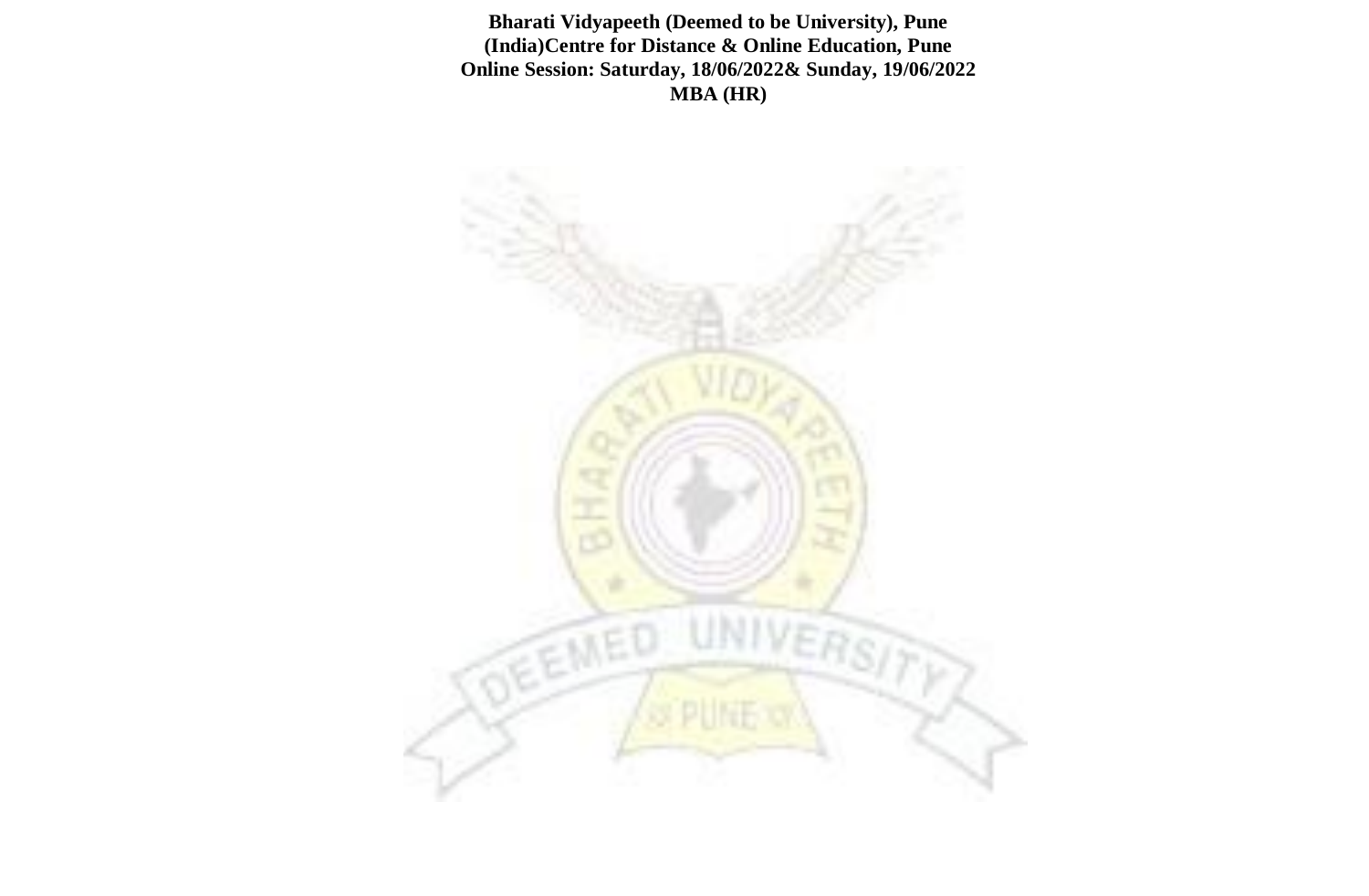**Bharati Vidyapeeth (Deemed to be University), Pune (India)Centre for Distance & Online Education, Pune**
**Online Session: Saturday, 18/06/2022& Sunday, 19/06/2022**
**MBA (HR)**